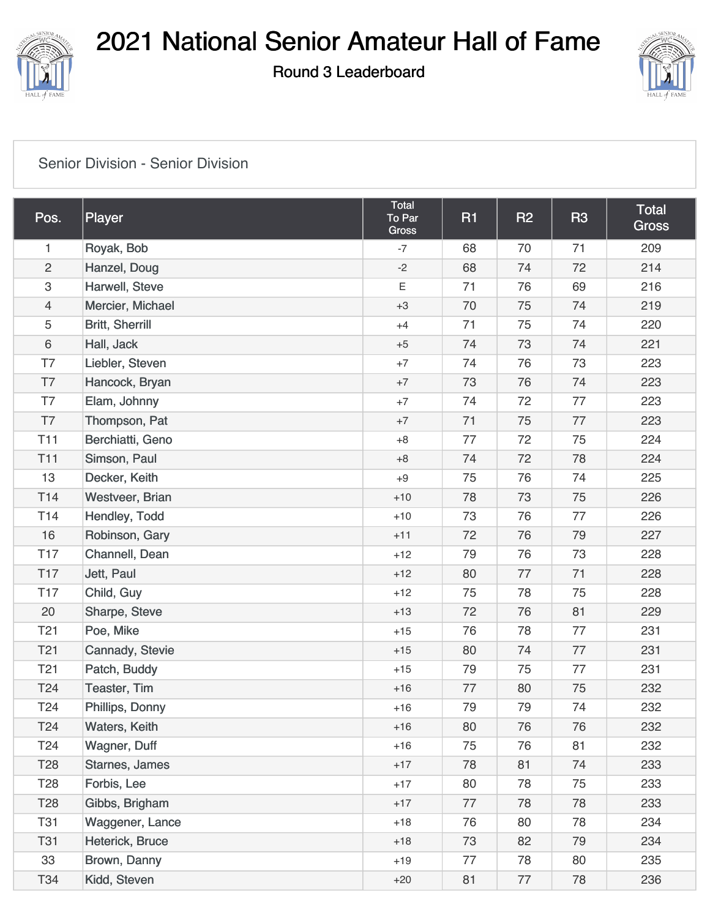# 2021 National Senior Amateur Hall of Fame

## Round 3 Leaderboard

Senior Division - Senior Division

| Pos. | Player | Total To Par Gross | R1 | R2 | R3 | Total Gross |
|---|---|---|---|---|---|---|
| 1 | Royak, Bob | -7 | 68 | 70 | 71 | 209 |
| 2 | Hanzel, Doug | -2 | 68 | 74 | 72 | 214 |
| 3 | Harwell, Steve | E | 71 | 76 | 69 | 216 |
| 4 | Mercier, Michael | +3 | 70 | 75 | 74 | 219 |
| 5 | Britt, Sherrill | +4 | 71 | 75 | 74 | 220 |
| 6 | Hall, Jack | +5 | 74 | 73 | 74 | 221 |
| T7 | Liebler, Steven | +7 | 74 | 76 | 73 | 223 |
| T7 | Hancock, Bryan | +7 | 73 | 76 | 74 | 223 |
| T7 | Elam, Johnny | +7 | 74 | 72 | 77 | 223 |
| T7 | Thompson, Pat | +7 | 71 | 75 | 77 | 223 |
| T11 | Berchiatti, Geno | +8 | 77 | 72 | 75 | 224 |
| T11 | Simson, Paul | +8 | 74 | 72 | 78 | 224 |
| 13 | Decker, Keith | +9 | 75 | 76 | 74 | 225 |
| T14 | Westveer, Brian | +10 | 78 | 73 | 75 | 226 |
| T14 | Hendley, Todd | +10 | 73 | 76 | 77 | 226 |
| 16 | Robinson, Gary | +11 | 72 | 76 | 79 | 227 |
| T17 | Channell, Dean | +12 | 79 | 76 | 73 | 228 |
| T17 | Jett, Paul | +12 | 80 | 77 | 71 | 228 |
| T17 | Child, Guy | +12 | 75 | 78 | 75 | 228 |
| 20 | Sharpe, Steve | +13 | 72 | 76 | 81 | 229 |
| T21 | Poe, Mike | +15 | 76 | 78 | 77 | 231 |
| T21 | Cannady, Stevie | +15 | 80 | 74 | 77 | 231 |
| T21 | Patch, Buddy | +15 | 79 | 75 | 77 | 231 |
| T24 | Teaster, Tim | +16 | 77 | 80 | 75 | 232 |
| T24 | Phillips, Donny | +16 | 79 | 79 | 74 | 232 |
| T24 | Waters, Keith | +16 | 80 | 76 | 76 | 232 |
| T24 | Wagner, Duff | +16 | 75 | 76 | 81 | 232 |
| T28 | Starnes, James | +17 | 78 | 81 | 74 | 233 |
| T28 | Forbis, Lee | +17 | 80 | 78 | 75 | 233 |
| T28 | Gibbs, Brigham | +17 | 77 | 78 | 78 | 233 |
| T31 | Waggener, Lance | +18 | 76 | 80 | 78 | 234 |
| T31 | Heterick, Bruce | +18 | 73 | 82 | 79 | 234 |
| 33 | Brown, Danny | +19 | 77 | 78 | 80 | 235 |
| T34 | Kidd, Steven | +20 | 81 | 77 | 78 | 236 |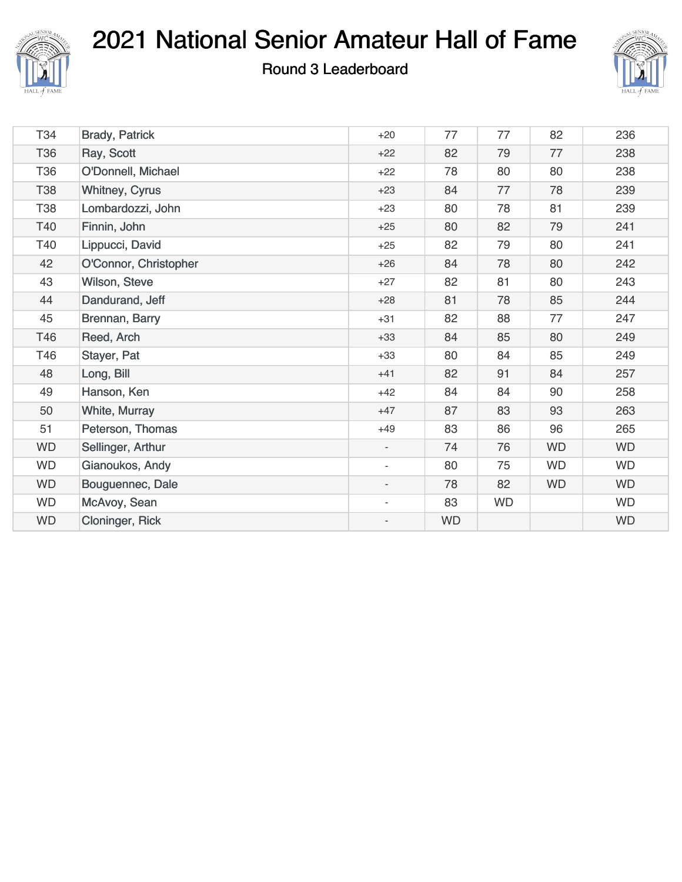# 2021 National Senior Amateur Hall of Fame

## Round 3 Leaderboard

| | | | | | | |
|---|---|---|---|---|---|---|
| T34 | Brady, Patrick | +20 | 77 | 77 | 82 | 236 |
| T36 | Ray, Scott | +22 | 82 | 79 | 77 | 238 |
| T36 | O'Donnell, Michael | +22 | 78 | 80 | 80 | 238 |
| T38 | Whitney, Cyrus | +23 | 84 | 77 | 78 | 239 |
| T38 | Lombardozzi, John | +23 | 80 | 78 | 81 | 239 |
| T40 | Finnin, John | +25 | 80 | 82 | 79 | 241 |
| T40 | Lippucci, David | +25 | 82 | 79 | 80 | 241 |
| 42 | O'Connor, Christopher | +26 | 84 | 78 | 80 | 242 |
| 43 | Wilson, Steve | +27 | 82 | 81 | 80 | 243 |
| 44 | Dandurand, Jeff | +28 | 81 | 78 | 85 | 244 |
| 45 | Brennan, Barry | +31 | 82 | 88 | 77 | 247 |
| T46 | Reed, Arch | +33 | 84 | 85 | 80 | 249 |
| T46 | Stayer, Pat | +33 | 80 | 84 | 85 | 249 |
| 48 | Long, Bill | +41 | 82 | 91 | 84 | 257 |
| 49 | Hanson, Ken | +42 | 84 | 84 | 90 | 258 |
| 50 | White, Murray | +47 | 87 | 83 | 93 | 263 |
| 51 | Peterson, Thomas | +49 | 83 | 86 | 96 | 265 |
| WD | Sellinger, Arthur | - | 74 | 76 | WD | WD |
| WD | Gianoukos, Andy | - | 80 | 75 | WD | WD |
| WD | Bouguennec, Dale | - | 78 | 82 | WD | WD |
| WD | McAvoy, Sean | - | 83 | WD | | WD |
| WD | Cloninger, Rick | - | WD | | | WD |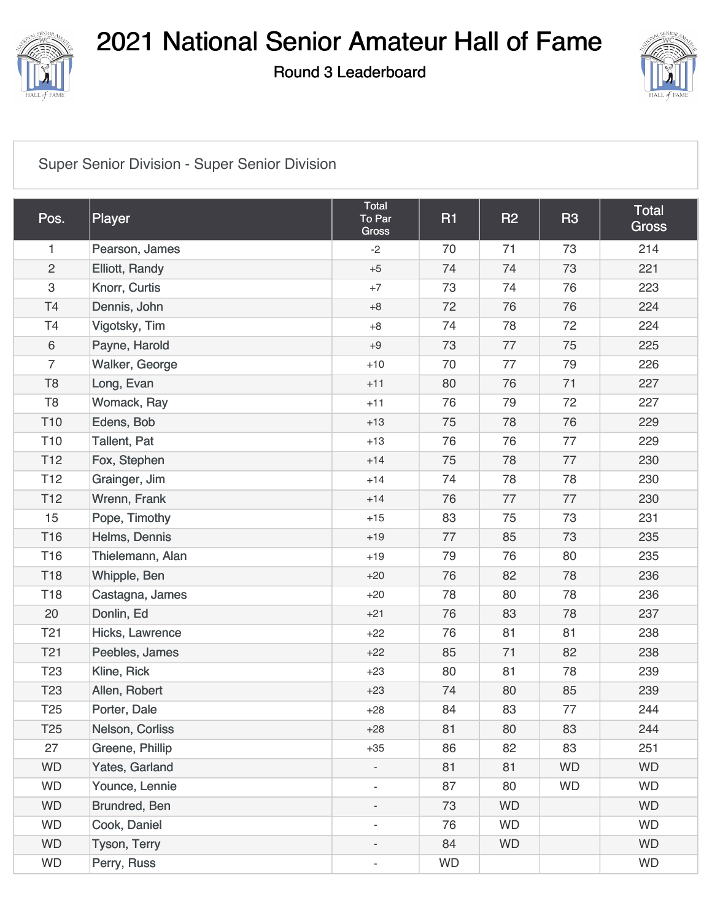# 2021 National Senior Amateur Hall of Fame

## Round 3 Leaderboard

Super Senior Division - Super Senior Division

| Pos. | Player | Total To Par Gross | R1 | R2 | R3 | Total Gross |
|---|---|---|---|---|---|---|
| 1 | Pearson, James | -2 | 70 | 71 | 73 | 214 |
| 2 | Elliott, Randy | +5 | 74 | 74 | 73 | 221 |
| 3 | Knorr, Curtis | +7 | 73 | 74 | 76 | 223 |
| T4 | Dennis, John | +8 | 72 | 76 | 76 | 224 |
| T4 | Vigotsky, Tim | +8 | 74 | 78 | 72 | 224 |
| 6 | Payne, Harold | +9 | 73 | 77 | 75 | 225 |
| 7 | Walker, George | +10 | 70 | 77 | 79 | 226 |
| T8 | Long, Evan | +11 | 80 | 76 | 71 | 227 |
| T8 | Womack, Ray | +11 | 76 | 79 | 72 | 227 |
| T10 | Edens, Bob | +13 | 75 | 78 | 76 | 229 |
| T10 | Tallent, Pat | +13 | 76 | 76 | 77 | 229 |
| T12 | Fox, Stephen | +14 | 75 | 78 | 77 | 230 |
| T12 | Grainger, Jim | +14 | 74 | 78 | 78 | 230 |
| T12 | Wrenn, Frank | +14 | 76 | 77 | 77 | 230 |
| 15 | Pope, Timothy | +15 | 83 | 75 | 73 | 231 |
| T16 | Helms, Dennis | +19 | 77 | 85 | 73 | 235 |
| T16 | Thielemann, Alan | +19 | 79 | 76 | 80 | 235 |
| T18 | Whipple, Ben | +20 | 76 | 82 | 78 | 236 |
| T18 | Castagna, James | +20 | 78 | 80 | 78 | 236 |
| 20 | Donlin, Ed | +21 | 76 | 83 | 78 | 237 |
| T21 | Hicks, Lawrence | +22 | 76 | 81 | 81 | 238 |
| T21 | Peebles, James | +22 | 85 | 71 | 82 | 238 |
| T23 | Kline, Rick | +23 | 80 | 81 | 78 | 239 |
| T23 | Allen, Robert | +23 | 74 | 80 | 85 | 239 |
| T25 | Porter, Dale | +28 | 84 | 83 | 77 | 244 |
| T25 | Nelson, Corliss | +28 | 81 | 80 | 83 | 244 |
| 27 | Greene, Phillip | +35 | 86 | 82 | 83 | 251 |
| WD | Yates, Garland | - | 81 | 81 | WD | WD |
| WD | Younce, Lennie | - | 87 | 80 | WD | WD |
| WD | Brundred, Ben | - | 73 | WD | | WD |
| WD | Cook, Daniel | - | 76 | WD | | WD |
| WD | Tyson, Terry | - | 84 | WD | | WD |
| WD | Perry, Russ | - | WD | | | WD |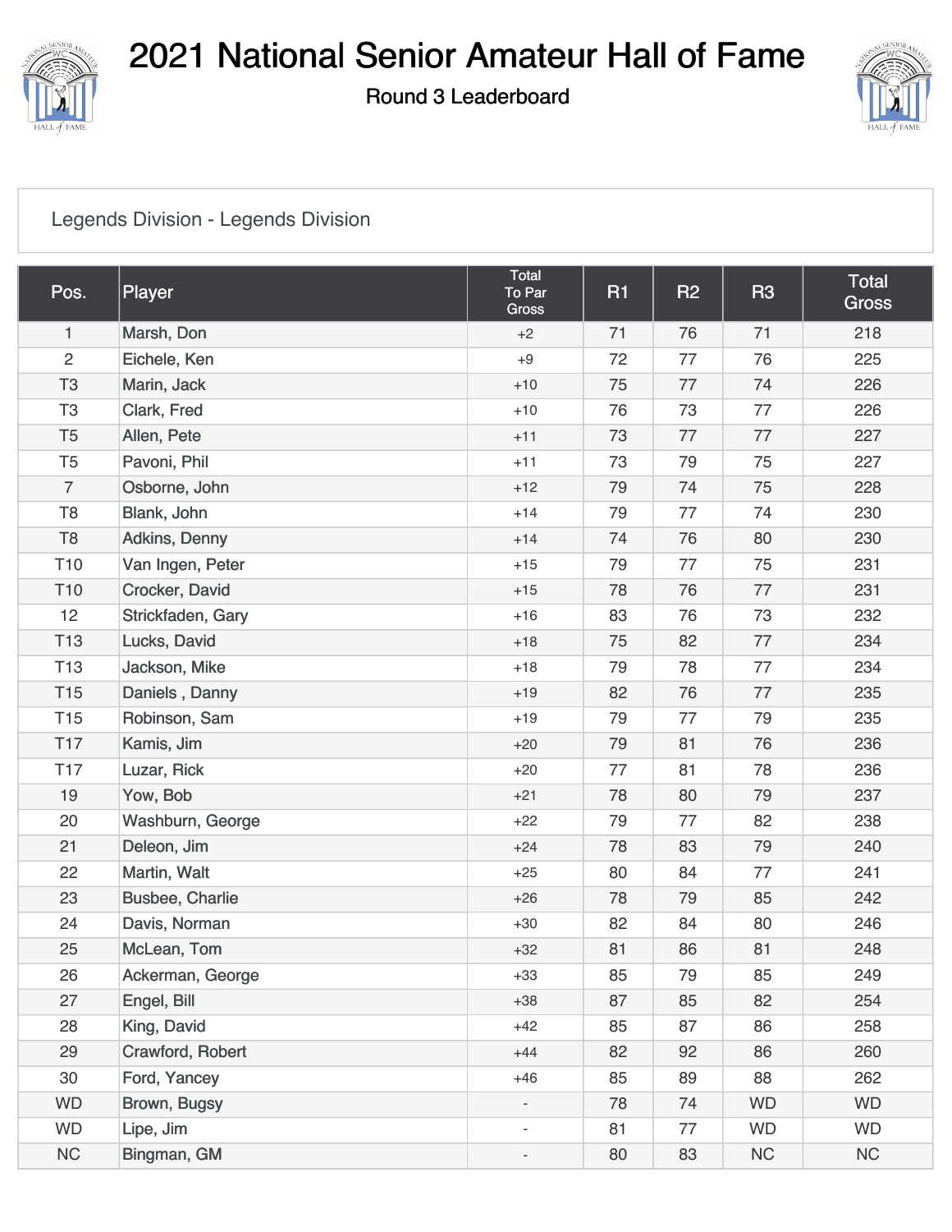# 2021 National Senior Amateur Hall of Fame

## Round 3 Leaderboard

Legends Division - Legends Division

| Pos. | Player | Total To Par Gross | R1 | R2 | R3 | Total Gross |
|---|---|---|---|---|---|---|
| 1 | Marsh, Don | +2 | 71 | 76 | 71 | 218 |
| 2 | Eichele, Ken | +9 | 72 | 77 | 76 | 225 |
| T3 | Marin, Jack | +10 | 75 | 77 | 74 | 226 |
| T3 | Clark, Fred | +10 | 76 | 73 | 77 | 226 |
| T5 | Allen, Pete | +11 | 73 | 77 | 77 | 227 |
| T5 | Pavoni, Phil | +11 | 73 | 79 | 75 | 227 |
| 7 | Osborne, John | +12 | 79 | 74 | 75 | 228 |
| T8 | Blank, John | +14 | 79 | 77 | 74 | 230 |
| T8 | Adkins, Denny | +14 | 74 | 76 | 80 | 230 |
| T10 | Van Ingen, Peter | +15 | 79 | 77 | 75 | 231 |
| T10 | Crocker, David | +15 | 78 | 76 | 77 | 231 |
| 12 | Strickfaden, Gary | +16 | 83 | 76 | 73 | 232 |
| T13 | Lucks, David | +18 | 75 | 82 | 77 | 234 |
| T13 | Jackson, Mike | +18 | 79 | 78 | 77 | 234 |
| T15 | Daniels , Danny | +19 | 82 | 76 | 77 | 235 |
| T15 | Robinson, Sam | +19 | 79 | 77 | 79 | 235 |
| T17 | Kamis, Jim | +20 | 79 | 81 | 76 | 236 |
| T17 | Luzar, Rick | +20 | 77 | 81 | 78 | 236 |
| 19 | Yow, Bob | +21 | 78 | 80 | 79 | 237 |
| 20 | Washburn, George | +22 | 79 | 77 | 82 | 238 |
| 21 | Deleon, Jim | +24 | 78 | 83 | 79 | 240 |
| 22 | Martin, Walt | +25 | 80 | 84 | 77 | 241 |
| 23 | Busbee, Charlie | +26 | 78 | 79 | 85 | 242 |
| 24 | Davis, Norman | +30 | 82 | 84 | 80 | 246 |
| 25 | McLean, Tom | +32 | 81 | 86 | 81 | 248 |
| 26 | Ackerman, George | +33 | 85 | 79 | 85 | 249 |
| 27 | Engel, Bill | +38 | 87 | 85 | 82 | 254 |
| 28 | King, David | +42 | 85 | 87 | 86 | 258 |
| 29 | Crawford, Robert | +44 | 82 | 92 | 86 | 260 |
| 30 | Ford, Yancey | +46 | 85 | 89 | 88 | 262 |
| WD | Brown, Bugsy | - | 78 | 74 | WD | WD |
| WD | Lipe, Jim | - | 81 | 77 | WD | WD |
| NC | Bingman, GM | - | 80 | 83 | NC | NC |